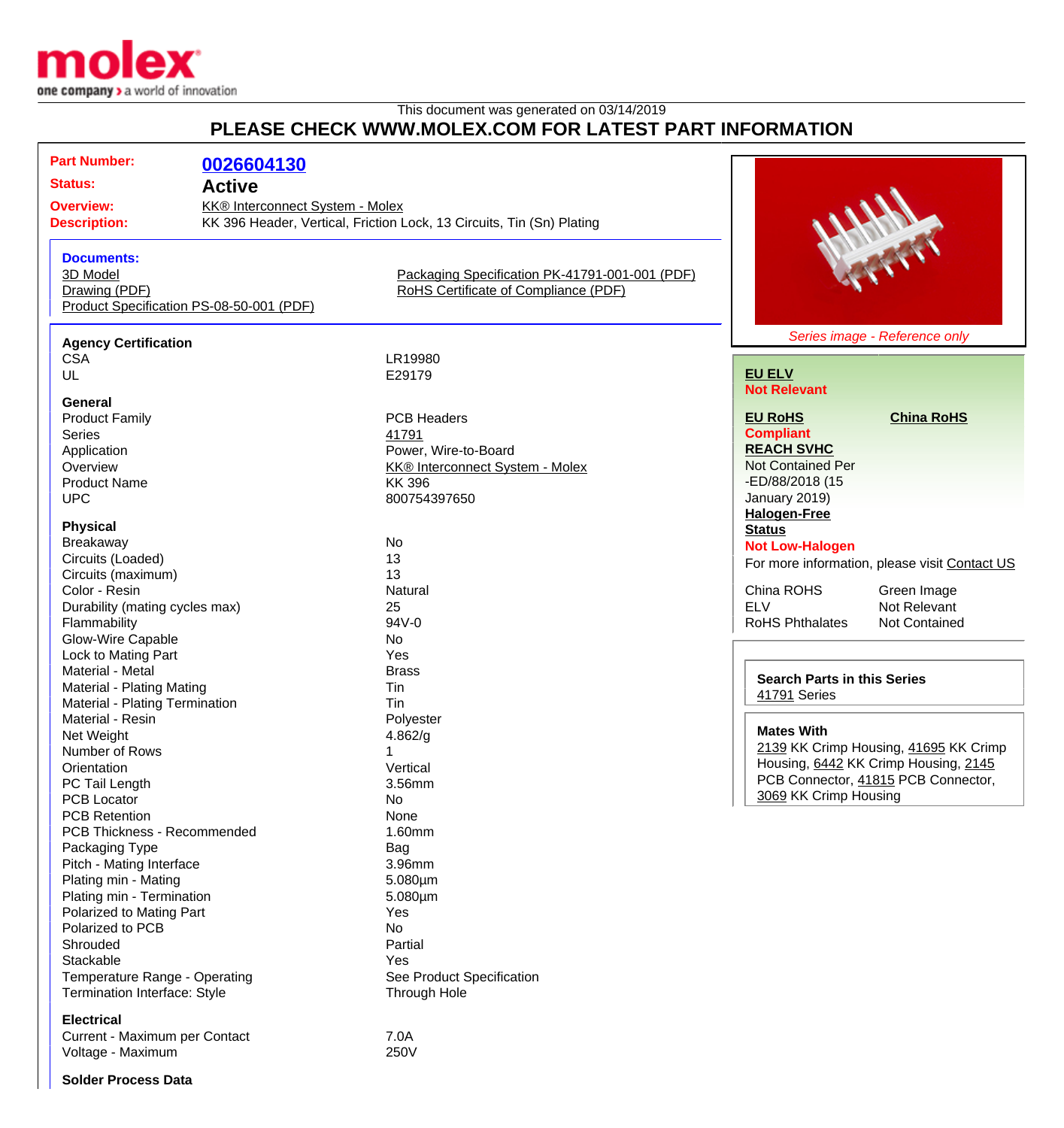This document was generated on 03/14/2019

# PLEASE CHECK WWW.MOLEX.COM FOR LATEST PART INFORMATION

| | |
|---|---|
| **Part Number:** | **0026604130** |
| **Status:** | **Active** |
| **Overview:** | KK® Interconnect System - Molex |
| **Description:** | KK 396 Header, Vertical, Friction Lock, 13 Circuits, Tin (Sn) Plating |

**Documents:**

- 3D Model
- Drawing (PDF)
- Product Specification PS-08-50-001 (PDF)
- Packaging Specification PK-41791-001-001 (PDF)
- RoHS Certificate of Compliance (PDF)

*Series image - Reference only*

**Agency Certification**

| | |
|---|---|
| CSA | LR19980 |
| UL | E29179 |

**General**

| | |
|---|---|
| Product Family | PCB Headers |
| Series | 41791 |
| Application | Power, Wire-to-Board |
| Overview | KK® Interconnect System - Molex |
| Product Name | KK 396 |
| UPC | 800754397650 |

**Physical**

| | |
|---|---|
| Breakaway | No |
| Circuits (Loaded) | 13 |
| Circuits (maximum) | 13 |
| Color - Resin | Natural |
| Durability (mating cycles max) | 25 |
| Flammability | 94V-0 |
| Glow-Wire Capable | No |
| Lock to Mating Part | Yes |
| Material - Metal | Brass |
| Material - Plating Mating | Tin |
| Material - Plating Termination | Tin |
| Material - Resin | Polyester |
| Net Weight | 4.862/g |
| Number of Rows | 1 |
| Orientation | Vertical |
| PC Tail Length | 3.56mm |
| PCB Locator | No |
| PCB Retention | None |
| PCB Thickness - Recommended | 1.60mm |
| Packaging Type | Bag |
| Pitch - Mating Interface | 3.96mm |
| Plating min - Mating | 5.080µm |
| Plating min - Termination | 5.080µm |
| Polarized to Mating Part | Yes |
| Polarized to PCB | No |
| Shrouded | Partial |
| Stackable | Yes |
| Temperature Range - Operating | See Product Specification |
| Termination Interface: Style | Through Hole |

**Electrical**

| | |
|---|---|
| Current - Maximum per Contact | 7.0A |
| Voltage - Maximum | 250V |

**Solder Process Data**

**EU ELV**
**Not Relevant**

**EU RoHS** | **China RoHS**
**Compliant**

**REACH SVHC**
Not Contained Per -ED/88/2018 (15 January 2019)

**Halogen-Free Status**
**Not Low-Halogen**

For more information, please visit Contact US

| | |
|---|---|
| China ROHS | Green Image |
| ELV | Not Relevant |
| RoHS Phthalates | Not Contained |

**Search Parts in this Series**
41791 Series

**Mates With**
2139 KK Crimp Housing, 41695 KK Crimp Housing, 6442 KK Crimp Housing, 2145 PCB Connector, 41815 PCB Connector, 3069 KK Crimp Housing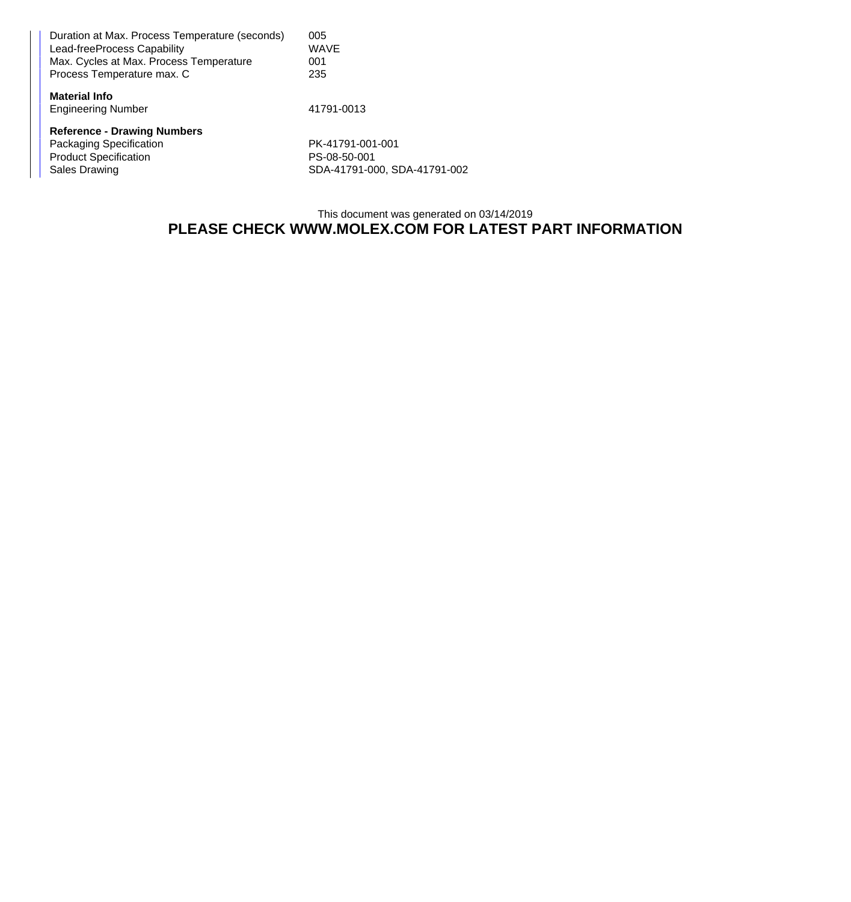| | |
|---|---|
| Duration at Max. Process Temperature (seconds) | 005 |
| Lead-freeProcess Capability | WAVE |
| Max. Cycles at Max. Process Temperature | 001 |
| Process Temperature max. C | 235 |

**Material Info**

| | |
|---|---|
| Engineering Number | 41791-0013 |

**Reference - Drawing Numbers**

| | |
|---|---|
| Packaging Specification | PK-41791-001-001 |
| Product Specification | PS-08-50-001 |
| Sales Drawing | SDA-41791-000, SDA-41791-002 |

This document was generated on 03/14/2019

**PLEASE CHECK WWW.MOLEX.COM FOR LATEST PART INFORMATION**